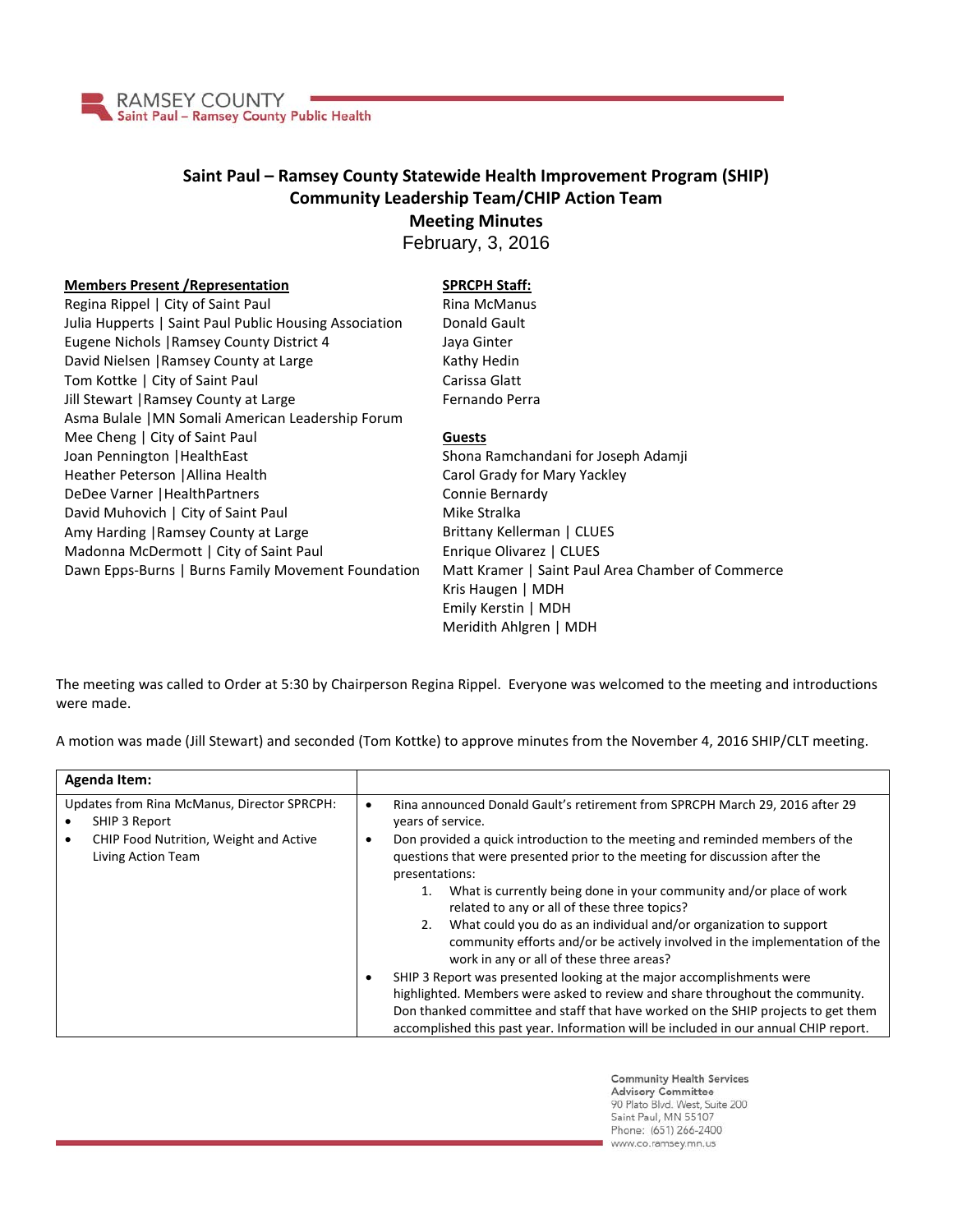RAMSEY COUNTY
Saint Paul – Ramsey County Public Health

# Saint Paul – Ramsey County Statewide Health Improvement Program (SHIP)
## Community Leadership Team/CHIP Action Team
## Meeting Minutes
February, 3, 2016

**Members Present /Representation**

Regina Rippel | City of Saint Paul
Julia Huppert s | Saint Paul Public Housing Association
Eugene Nichols |Ramsey County District 4
David Nielsen |Ramsey County at Large
Tom Kottke | City of Saint Paul
Jill Stewart |Ramsey County at Large
Asma Bulale |MN Somali American Leadership Forum
Mee Cheng | City of Saint Paul
Joan Pennington |HealthEast
Heather Peterson |Allina Health
DeDee Varner |HealthPartners
David Muhovich | City of Saint Paul
Amy Harding |Ramsey County at Large
Madonna McDermott | City of Saint Paul
Dawn Epps-Burns | Burns Family Movement Foundation

**SPRCPH Staff:**

Rina McManus
Donald Gault
Jaya Ginter
Kathy Hedin
Carissa Glatt
Fernando Perra

**Guests**

Shona Ramchandani for Joseph Adamji
Carol Grady for Mary Yackley
Connie Bernardy
Mike Stralka
Brittany Kellerman | CLUES
Enrique Olivarez | CLUES
Matt Kramer | Saint Paul Area Chamber of Commerce
Kris Haugen | MDH
Emily Kerstin | MDH
Meridith Ahlgren | MDH

The meeting was called to Order at 5:30 by Chairperson Regina Rippel. Everyone was welcomed to the meeting and introductions were made.

A motion was made (Jill Stewart) and seconded (Tom Kottke) to approve minutes from the November 4, 2016 SHIP/CLT meeting.

| Agenda Item: | |
|---|---|
| Updates from Rina McManus, Director SPRCPH:<br>• SHIP 3 Report<br>• CHIP Food Nutrition, Weight and Active Living Action Team | • Rina announced Donald Gault's retirement from SPRCPH March 29, 2016 after 29 years of service.<br>• Don provided a quick introduction to the meeting and reminded members of the questions that were presented prior to the meeting for discussion after the presentations:<br>1. What is currently being done in your community and/or place of work related to any or all of these three topics?<br>2. What could you do as an individual and/or organization to support community efforts and/or be actively involved in the implementation of the work in any or all of these three areas?<br>• SHIP 3 Report was presented looking at the major accomplishments were highlighted. Members were asked to review and share throughout the community. Don thanked committee and staff that have worked on the SHIP projects to get them accomplished this past year. Information will be included in our annual CHIP report. |

Community Health Services
Advisory Committee
90 Plato Blvd. West, Suite 200
Saint Paul, MN 55107
Phone: (651) 266-2400
www.co.ramsey.mn.us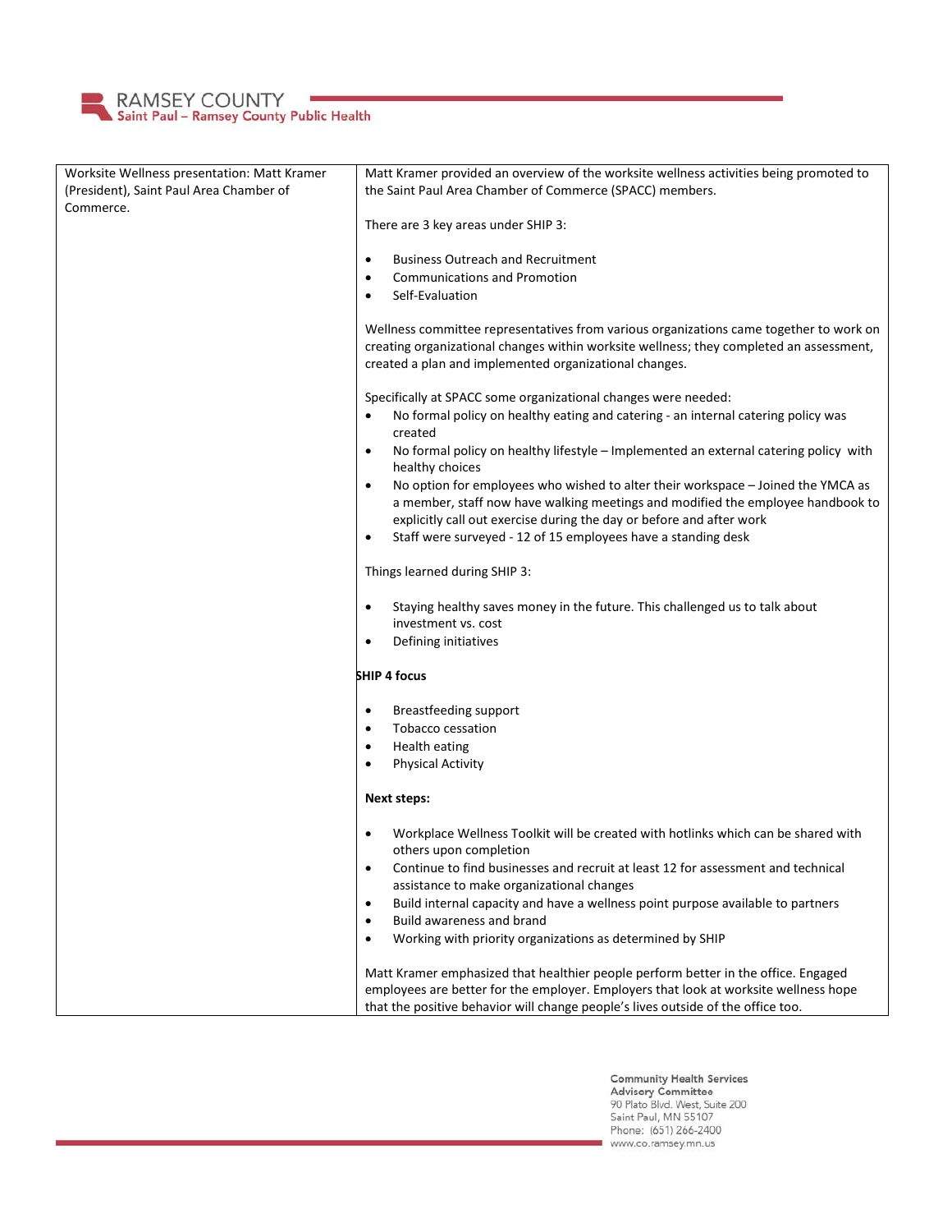| Worksite Wellness presentation: Matt Kramer (President), Saint Paul Area Chamber of Commerce. | Matt Kramer provided an overview of the worksite wellness activities being promoted to the Saint Paul Area Chamber of Commerce (SPACC) members.<br><br>There are 3 key areas under SHIP 3:<br><br>• Business Outreach and Recruitment<br>• Communications and Promotion<br>• Self-Evaluation<br><br>Wellness committee representatives from various organizations came together to work on creating organizational changes within worksite wellness; they completed an assessment, created a plan and implemented organizational changes.<br><br>Specifically at SPACC some organizational changes were needed:<br>• No formal policy on healthy eating and catering - an internal catering policy was created<br>• No formal policy on healthy lifestyle – Implemented an external catering policy with healthy choices<br>• No option for employees who wished to alter their workspace – Joined the YMCA as a member, staff now have walking meetings and modified the employee handbook to explicitly call out exercise during the day or before and after work<br>• Staff were surveyed - 12 of 15 employees have a standing desk<br><br>Things learned during SHIP 3:<br><br>• Staying healthy saves money in the future. This challenged us to talk about investment vs. cost<br>• Defining initiatives<br><br>**SHIP 4 focus**<br><br>• Breastfeeding support<br>• Tobacco cessation<br>• Health eating<br>• Physical Activity<br><br>**Next steps:**<br><br>• Workplace Wellness Toolkit will be created with hotlinks which can be shared with others upon completion<br>• Continue to find businesses and recruit at least 12 for assessment and technical assistance to make organizational changes<br>• Build internal capacity and have a wellness point purpose available to partners<br>• Build awareness and brand<br>• Working with priority organizations as determined by SHIP<br><br>Matt Kramer emphasized that healthier people perform better in the office. Engaged employees are better for the employer. Employers that look at worksite wellness hope that the positive behavior will change people's lives outside of the office too. |
|---|---|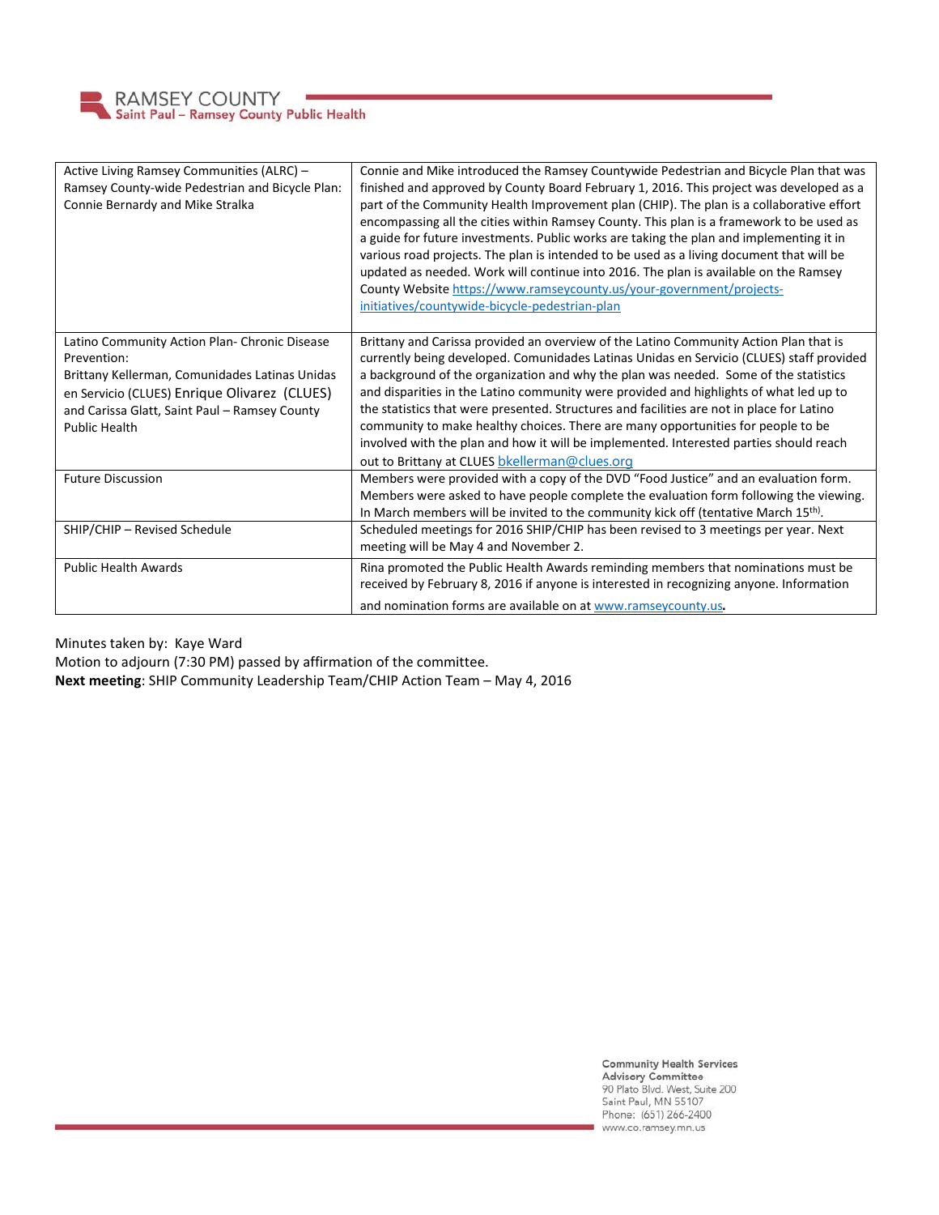| | |
|---|---|
| Active Living Ramsey Communities (ALRC) – Ramsey County-wide Pedestrian and Bicycle Plan: Connie Bernardy and Mike Stralka | Connie and Mike introduced the Ramsey Countywide Pedestrian and Bicycle Plan that was finished and approved by County Board February 1, 2016. This project was developed as a part of the Community Health Improvement plan (CHIP). The plan is a collaborative effort encompassing all the cities within Ramsey County. This plan is a framework to be used as a guide for future investments. Public works are taking the plan and implementing it in various road projects. The plan is intended to be used as a living document that will be updated as needed. Work will continue into 2016. The plan is available on the Ramsey County Website https://www.ramseycounty.us/your-government/projects-initiatives/countywide-bicycle-pedestrian-plan |
| Latino Community Action Plan- Chronic Disease Prevention: Brittany Kellerman, Comunidades Latinas Unidas en Servicio (CLUES) Enrique Olivarez (CLUES) and Carissa Glatt, Saint Paul – Ramsey County Public Health | Brittany and Carissa provided an overview of the Latino Community Action Plan that is currently being developed. Comunidades Latinas Unidas en Servicio (CLUES) staff provided a background of the organization and why the plan was needed. Some of the statistics and disparities in the Latino community were provided and highlights of what led up to the statistics that were presented. Structures and facilities are not in place for Latino community to make healthy choices. There are many opportunities for people to be involved with the plan and how it will be implemented. Interested parties should reach out to Brittany at CLUES bkellerman@clues.org |
| Future Discussion | Members were provided with a copy of the DVD "Food Justice" and an evaluation form. Members were asked to have people complete the evaluation form following the viewing. In March members will be invited to the community kick off (tentative March 15th). |
| SHIP/CHIP – Revised Schedule | Scheduled meetings for 2016 SHIP/CHIP has been revised to 3 meetings per year. Next meeting will be May 4 and November 2. |
| Public Health Awards | Rina promoted the Public Health Awards reminding members that nominations must be received by February 8, 2016 if anyone is interested in recognizing anyone. Information and nomination forms are available on at www.ramseycounty.us. |

Minutes taken by: Kaye Ward

Motion to adjourn (7:30 PM) passed by affirmation of the committee.

**Next meeting**: SHIP Community Leadership Team/CHIP Action Team – May 4, 2016